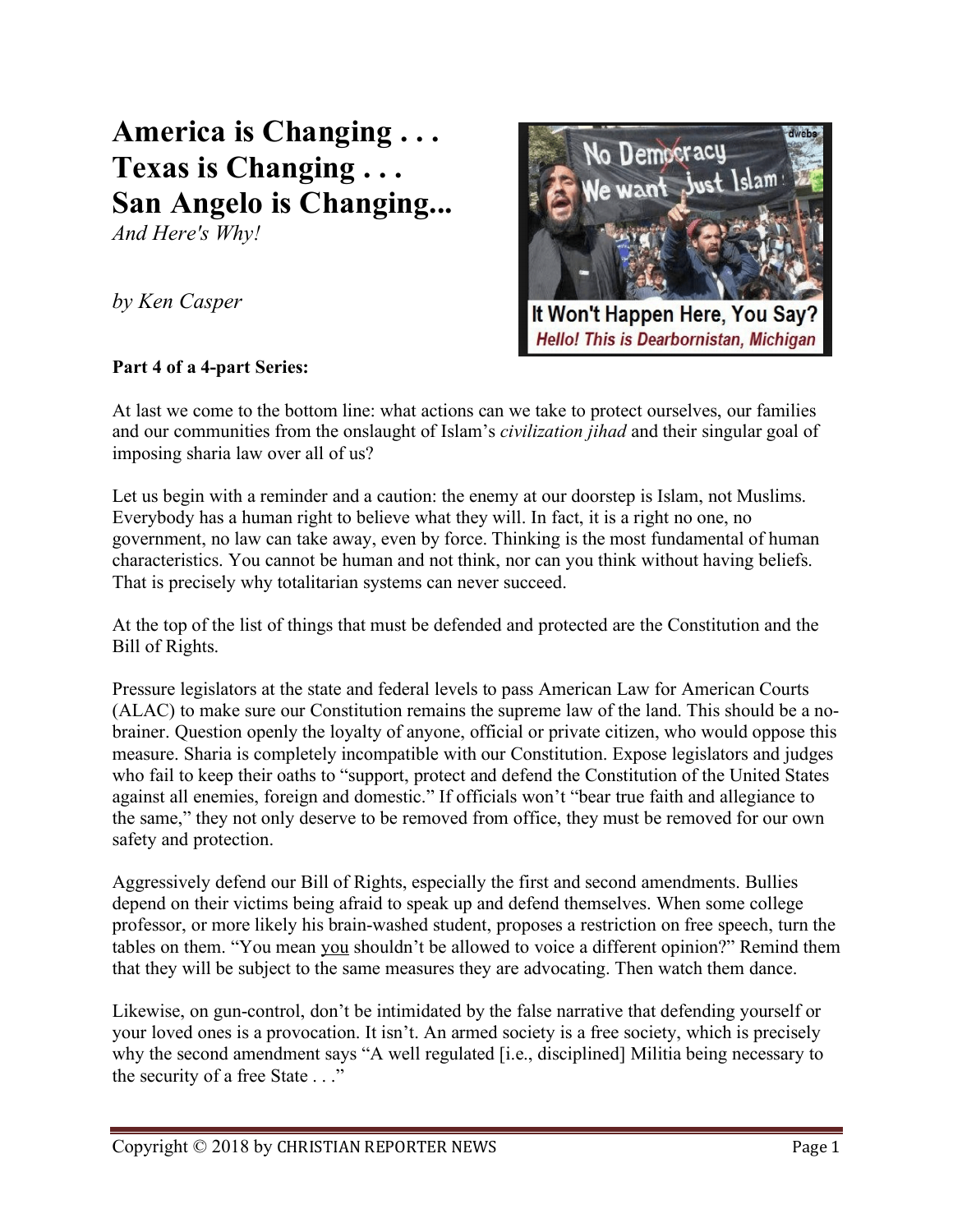# America is Changing . . .
# Texas is Changing . . .
# San Angelo is Changing...

*And Here's Why!*

*by Ken Casper*

**Part 4 of a 4-part Series:**

At last we come to the bottom line: what actions can we take to protect ourselves, our families and our communities from the onslaught of Islam's *civilization jihad* and their singular goal of imposing sharia law over all of us?

Let us begin with a reminder and a caution: the enemy at our doorstep is Islam, not Muslims. Everybody has a human right to believe what they will. In fact, it is a right no one, no government, no law can take away, even by force. Thinking is the most fundamental of human characteristics. You cannot be human and not think, nor can you think without having beliefs. That is precisely why totalitarian systems can never succeed.

At the top of the list of things that must be defended and protected are the Constitution and the Bill of Rights.

Pressure legislators at the state and federal levels to pass American Law for American Courts (ALAC) to make sure our Constitution remains the supreme law of the land. This should be a no-brainer. Question openly the loyalty of anyone, official or private citizen, who would oppose this measure. Sharia is completely incompatible with our Constitution. Expose legislators and judges who fail to keep their oaths to "support, protect and defend the Constitution of the United States against all enemies, foreign and domestic." If officials won't "bear true faith and allegiance to the same," they not only deserve to be removed from office, they must be removed for our own safety and protection.

Aggressively defend our Bill of Rights, especially the first and second amendments. Bullies depend on their victims being afraid to speak up and defend themselves. When some college professor, or more likely his brain-washed student, proposes a restriction on free speech, turn the tables on them. "You mean you shouldn't be allowed to voice a different opinion?" Remind them that they will be subject to the same measures they are advocating. Then watch them dance.

Likewise, on gun-control, don't be intimidated by the false narrative that defending yourself or your loved ones is a provocation. It isn't. An armed society is a free society, which is precisely why the second amendment says "A well regulated [i.e., disciplined] Militia being necessary to the security of a free State . . ."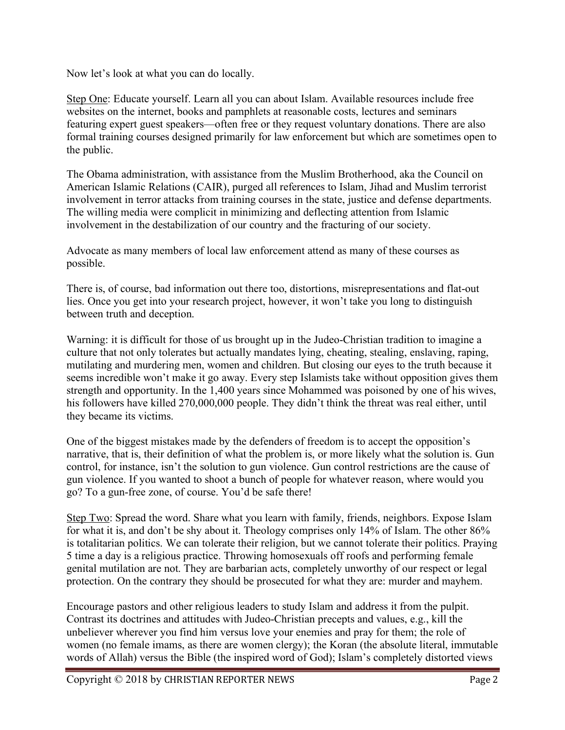Now let's look at what you can do locally.

Step One: Educate yourself. Learn all you can about Islam. Available resources include free websites on the internet, books and pamphlets at reasonable costs, lectures and seminars featuring expert guest speakers—often free or they request voluntary donations. There are also formal training courses designed primarily for law enforcement but which are sometimes open to the public.

The Obama administration, with assistance from the Muslim Brotherhood, aka the Council on American Islamic Relations (CAIR), purged all references to Islam, Jihad and Muslim terrorist involvement in terror attacks from training courses in the state, justice and defense departments. The willing media were complicit in minimizing and deflecting attention from Islamic involvement in the destabilization of our country and the fracturing of our society.

Advocate as many members of local law enforcement attend as many of these courses as possible.

There is, of course, bad information out there too, distortions, misrepresentations and flat-out lies. Once you get into your research project, however, it won't take you long to distinguish between truth and deception.

Warning: it is difficult for those of us brought up in the Judeo-Christian tradition to imagine a culture that not only tolerates but actually mandates lying, cheating, stealing, enslaving, raping, mutilating and murdering men, women and children. But closing our eyes to the truth because it seems incredible won't make it go away. Every step Islamists take without opposition gives them strength and opportunity. In the 1,400 years since Mohammed was poisoned by one of his wives, his followers have killed 270,000,000 people. They didn't think the threat was real either, until they became its victims.

One of the biggest mistakes made by the defenders of freedom is to accept the opposition's narrative, that is, their definition of what the problem is, or more likely what the solution is. Gun control, for instance, isn't the solution to gun violence. Gun control restrictions are the cause of gun violence. If you wanted to shoot a bunch of people for whatever reason, where would you go? To a gun-free zone, of course. You'd be safe there!

Step Two: Spread the word. Share what you learn with family, friends, neighbors. Expose Islam for what it is, and don't be shy about it. Theology comprises only 14% of Islam. The other 86% is totalitarian politics. We can tolerate their religion, but we cannot tolerate their politics. Praying 5 time a day is a religious practice. Throwing homosexuals off roofs and performing female genital mutilation are not. They are barbarian acts, completely unworthy of our respect or legal protection. On the contrary they should be prosecuted for what they are: murder and mayhem.

Encourage pastors and other religious leaders to study Islam and address it from the pulpit. Contrast its doctrines and attitudes with Judeo-Christian precepts and values, e.g., kill the unbeliever wherever you find him versus love your enemies and pray for them; the role of women (no female imams, as there are women clergy); the Koran (the absolute literal, immutable words of Allah) versus the Bible (the inspired word of God); Islam's completely distorted views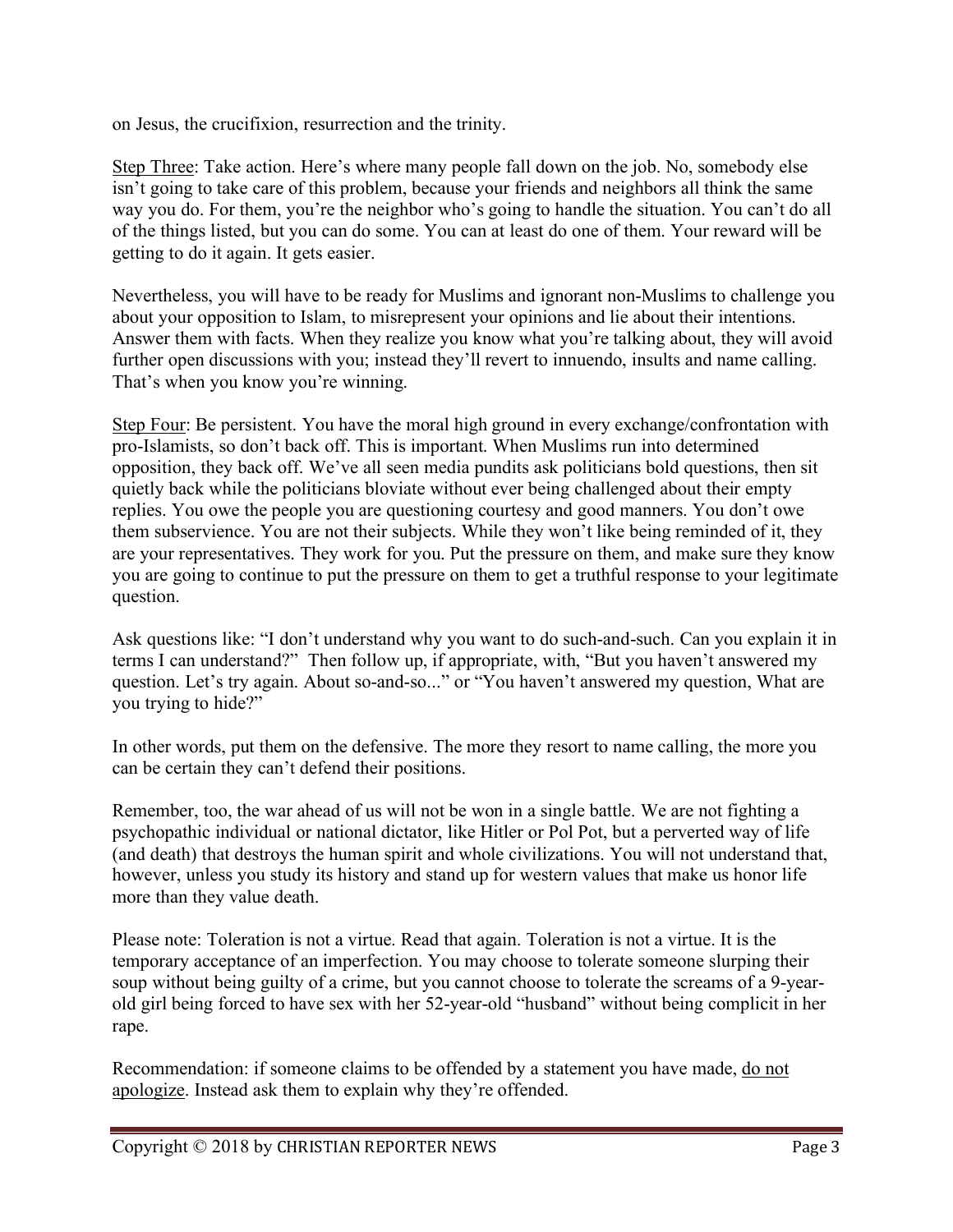on Jesus, the crucifixion, resurrection and the trinity.

<u>Step Three</u>: Take action. Here's where many people fall down on the job. No, somebody else isn't going to take care of this problem, because your friends and neighbors all think the same way you do. For them, you're the neighbor who's going to handle the situation. You can't do all of the things listed, but you can do some. You can at least do one of them. Your reward will be getting to do it again. It gets easier.

Nevertheless, you will have to be ready for Muslims and ignorant non-Muslims to challenge you about your opposition to Islam, to misrepresent your opinions and lie about their intentions. Answer them with facts. When they realize you know what you're talking about, they will avoid further open discussions with you; instead they'll revert to innuendo, insults and name calling. That's when you know you're winning.

<u>Step Four</u>: Be persistent. You have the moral high ground in every exchange/confrontation with pro-Islamists, so don't back off. This is important. When Muslims run into determined opposition, they back off. We've all seen media pundits ask politicians bold questions, then sit quietly back while the politicians bloviate without ever being challenged about their empty replies. You owe the people you are questioning courtesy and good manners. You don't owe them subservience. You are not their subjects. While they won't like being reminded of it, they are your representatives. They work for you. Put the pressure on them, and make sure they know you are going to continue to put the pressure on them to get a truthful response to your legitimate question.

Ask questions like: "I don't understand why you want to do such-and-such. Can you explain it in terms I can understand?" Then follow up, if appropriate, with, "But you haven't answered my question. Let's try again. About so-and-so..." or "You haven't answered my question, What are you trying to hide?"

In other words, put them on the defensive. The more they resort to name calling, the more you can be certain they can't defend their positions.

Remember, too, the war ahead of us will not be won in a single battle. We are not fighting a psychopathic individual or national dictator, like Hitler or Pol Pot, but a perverted way of life (and death) that destroys the human spirit and whole civilizations. You will not understand that, however, unless you study its history and stand up for western values that make us honor life more than they value death.

Please note: Toleration is not a virtue. Read that again. Toleration is not a virtue. It is the temporary acceptance of an imperfection. You may choose to tolerate someone slurping their soup without being guilty of a crime, but you cannot choose to tolerate the screams of a 9-year-old girl being forced to have sex with her 52-year-old "husband" without being complicit in her rape.

Recommendation: if someone claims to be offended by a statement you have made, <u>do not apologize</u>. Instead ask them to explain why they're offended.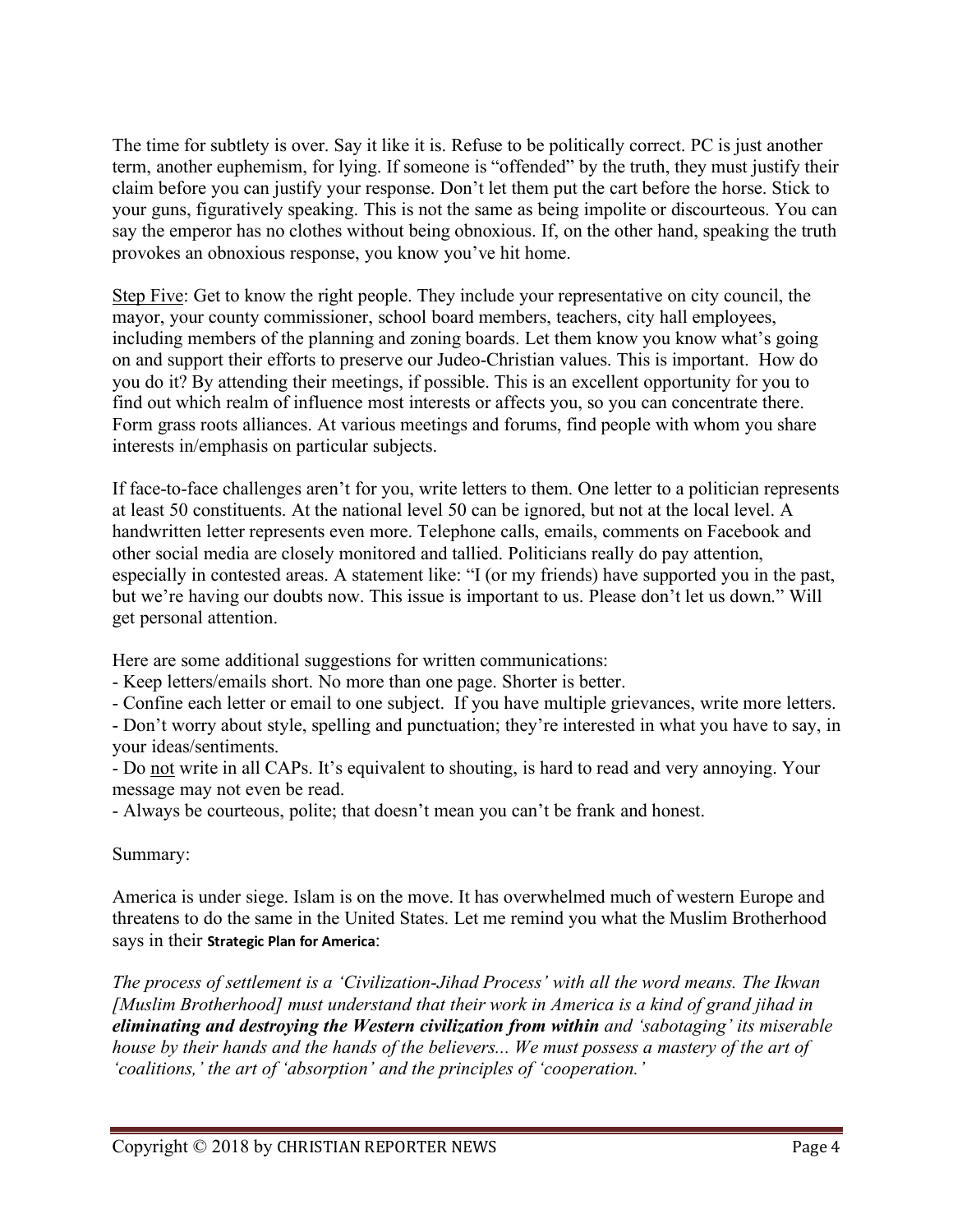The time for subtlety is over. Say it like it is. Refuse to be politically correct. PC is just another term, another euphemism, for lying. If someone is "offended" by the truth, they must justify their claim before you can justify your response. Don't let them put the cart before the horse. Stick to your guns, figuratively speaking. This is not the same as being impolite or discourteous. You can say the emperor has no clothes without being obnoxious. If, on the other hand, speaking the truth provokes an obnoxious response, you know you've hit home.

<u>Step Five</u>: Get to know the right people. They include your representative on city council, the mayor, your county commissioner, school board members, teachers, city hall employees, including members of the planning and zoning boards. Let them know you know what's going on and support their efforts to preserve our Judeo-Christian values. This is important. How do you do it? By attending their meetings, if possible. This is an excellent opportunity for you to find out which realm of influence most interests or affects you, so you can concentrate there. Form grass roots alliances. At various meetings and forums, find people with whom you share interests in/emphasis on particular subjects.

If face-to-face challenges aren't for you, write letters to them. One letter to a politician represents at least 50 constituents. At the national level 50 can be ignored, but not at the local level. A handwritten letter represents even more. Telephone calls, emails, comments on Facebook and other social media are closely monitored and tallied. Politicians really do pay attention, especially in contested areas. A statement like: "I (or my friends) have supported you in the past, but we're having our doubts now. This issue is important to us. Please don't let us down." Will get personal attention.

Here are some additional suggestions for written communications:

- Keep letters/emails short. No more than one page. Shorter is better.
- Confine each letter or email to one subject. If you have multiple grievances, write more letters.
- Don't worry about style, spelling and punctuation; they're interested in what you have to say, in your ideas/sentiments.
- Do <u>not</u> write in all CAPs. It's equivalent to shouting, is hard to read and very annoying. Your message may not even be read.
- Always be courteous, polite; that doesn't mean you can't be frank and honest.

Summary:

America is under siege. Islam is on the move. It has overwhelmed much of western Europe and threatens to do the same in the United States. Let me remind you what the Muslim Brotherhood says in their **Strategic Plan for America**:

*The process of settlement is a 'Civilization-Jihad Process' with all the word means. The Ikwan [Muslim Brotherhood] must understand that their work in America is a kind of grand jihad in* ***eliminating and destroying the Western civilization from within*** *and 'sabotaging' its miserable house by their hands and the hands of the believers... We must possess a mastery of the art of 'coalitions,' the art of 'absorption' and the principles of 'cooperation.'*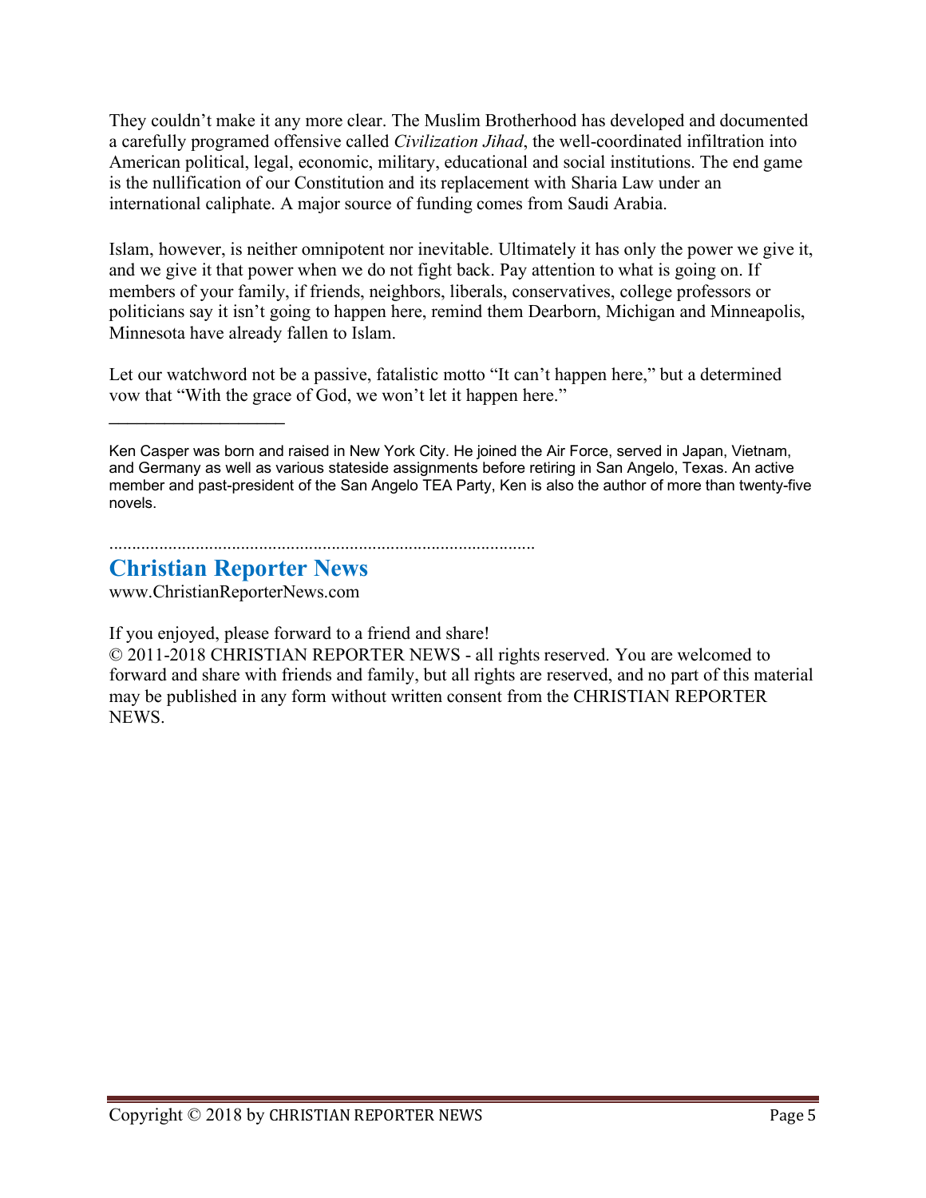They couldn't make it any more clear. The Muslim Brotherhood has developed and documented a carefully programed offensive called *Civilization Jihad*, the well-coordinated infiltration into American political, legal, economic, military, educational and social institutions. The end game is the nullification of our Constitution and its replacement with Sharia Law under an international caliphate. A major source of funding comes from Saudi Arabia.

Islam, however, is neither omnipotent nor inevitable. Ultimately it has only the power we give it, and we give it that power when we do not fight back. Pay attention to what is going on. If members of your family, if friends, neighbors, liberals, conservatives, college professors or politicians say it isn't going to happen here, remind them Dearborn, Michigan and Minneapolis, Minnesota have already fallen to Islam.

Let our watchword not be a passive, fatalistic motto "It can't happen here," but a determined vow that "With the grace of God, we won't let it happen here."

---

Ken Casper was born and raised in New York City. He joined the Air Force, served in Japan, Vietnam, and Germany as well as various stateside assignments before retiring in San Angelo, Texas. An active member and past-president of the San Angelo TEA Party, Ken is also the author of more than twenty-five novels.

.............................................................................................

## Christian Reporter News

www.ChristianReporterNews.com

If you enjoyed, please forward to a friend and share!

© 2011-2018 CHRISTIAN REPORTER NEWS - all rights reserved. You are welcomed to forward and share with friends and family, but all rights are reserved, and no part of this material may be published in any form without written consent from the CHRISTIAN REPORTER NEWS.